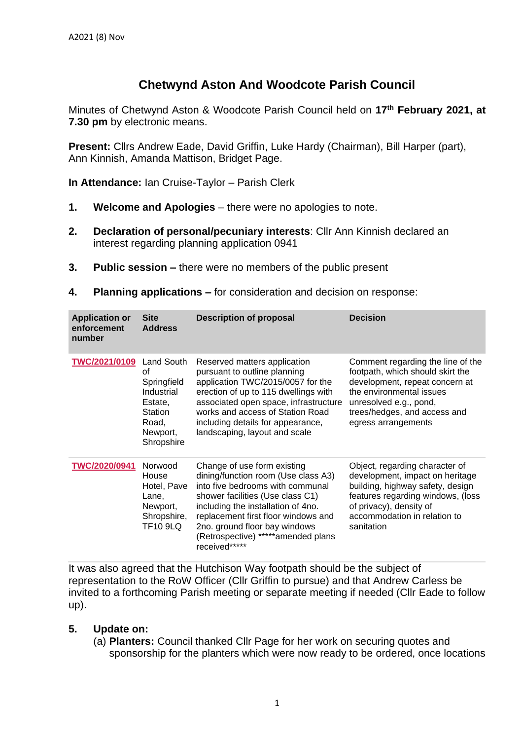A2021 (8) Nov

# Chetwynd Aston And Woodcote Parish Council

Minutes of Chetwynd Aston & Woodcote Parish Council held on **17th February 2021, at 7.30 pm** by electronic means.

**Present:** Cllrs Andrew Eade, David Griffin, Luke Hardy (Chairman), Bill Harper (part), Ann Kinnish, Amanda Mattison, Bridget Page.

**In Attendance:** Ian Cruise-Taylor – Parish Clerk

1. **Welcome and Apologies** – there were no apologies to note.
2. **Declaration of personal/pecuniary interests**: Cllr Ann Kinnish declared an interest regarding planning application 0941
3. **Public session –** there were no members of the public present
4. **Planning applications –** for consideration and decision on response:

| Application or enforcement number | Site Address | Description of proposal | Decision |
|---|---|---|---|
| TWC/2021/0109 | Land South of Springfield Industrial Estate, Station Road, Newport, Shropshire | Reserved matters application pursuant to outline planning application TWC/2015/0057 for the erection of up to 115 dwellings with associated open space, infrastructure works and access of Station Road including details for appearance, landscaping, layout and scale | Comment regarding the line of the footpath, which should skirt the development, repeat concern at the environmental issues unresolved e.g., pond, trees/hedges, and access and egress arrangements |
| TWC/2020/0941 | Norwood House Hotel, Pave Lane, Newport, Shropshire, TF10 9LQ | Change of use form existing dining/function room (Use class A3) into five bedrooms with communal shower facilities (Use class C1) including the installation of 4no. replacement first floor windows and 2no. ground floor bay windows (Retrospective) *****amended plans received***** | Object, regarding character of development, impact on heritage building, highway safety, design features regarding windows, (loss of privacy), density of accommodation in relation to sanitation |

It was also agreed that the Hutchison Way footpath should be the subject of representation to the RoW Officer (Cllr Griffin to pursue) and that Andrew Carless be invited to a forthcoming Parish meeting or separate meeting if needed (Cllr Eade to follow up).

5. **Update on:**

   (a) **Planters:** Council thanked Cllr Page for her work on securing quotes and sponsorship for the planters which were now ready to be ordered, once locations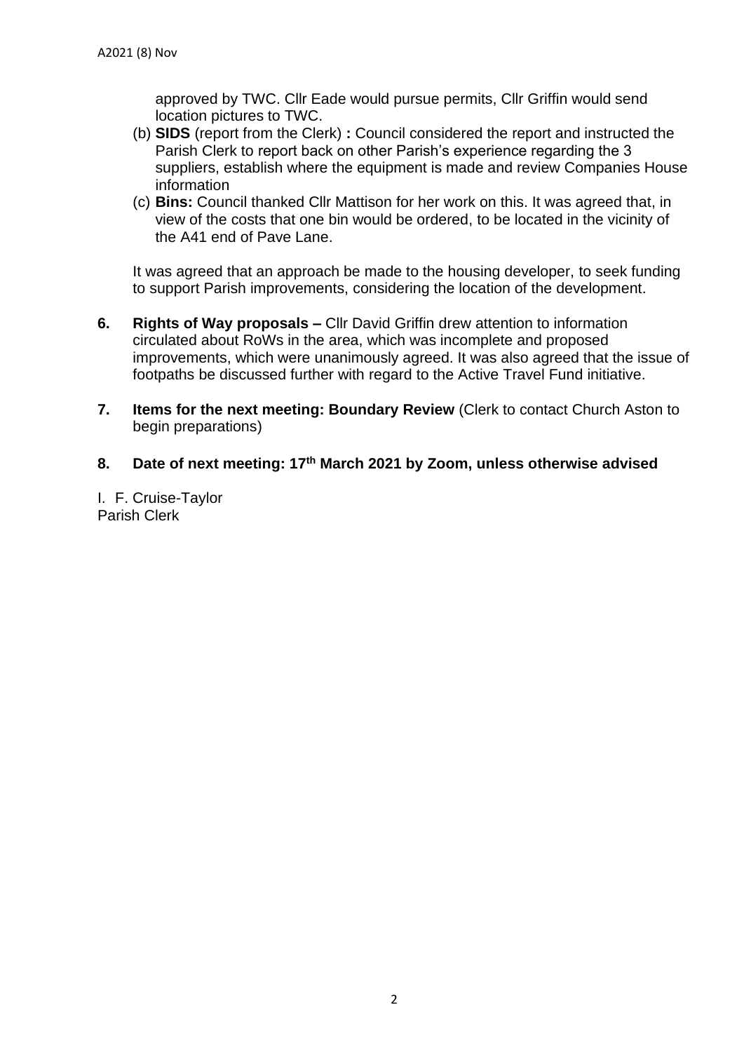approved by TWC. Cllr Eade would pursue permits, Cllr Griffin would send location pictures to TWC.

(b) **SIDS** (report from the Clerk) **:** Council considered the report and instructed the Parish Clerk to report back on other Parish's experience regarding the 3 suppliers, establish where the equipment is made and review Companies House information

(c) **Bins:** Council thanked Cllr Mattison for her work on this. It was agreed that, in view of the costs that one bin would be ordered, to be located in the vicinity of the A41 end of Pave Lane.

It was agreed that an approach be made to the housing developer, to seek funding to support Parish improvements, considering the location of the development.

**6. Rights of Way proposals –** Cllr David Griffin drew attention to information circulated about RoWs in the area, which was incomplete and proposed improvements, which were unanimously agreed. It was also agreed that the issue of footpaths be discussed further with regard to the Active Travel Fund initiative.

**7. Items for the next meeting: Boundary Review** (Clerk to contact Church Aston to begin preparations)

**8. Date of next meeting: 17th March 2021 by Zoom, unless otherwise advised**

I. F. Cruise-Taylor
Parish Clerk